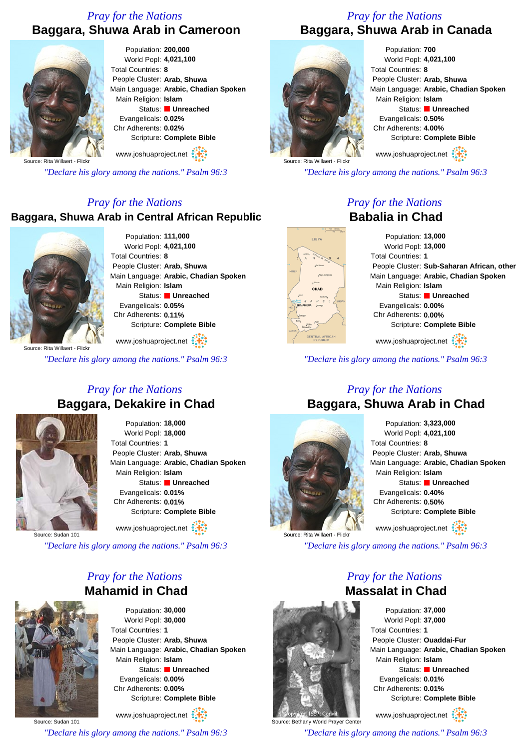*Pray for the Nations*

## Baggara, Shuwa Arab in Cameroon

Source: Rita Willaert - Flickr

Population: **200,000**
World Popl: **4,021,100**
Total Countries: **8**
People Cluster: **Arab, Shuwa**
Main Language: **Arabic, Chadian Spoken**
Main Religion: **Islam**
Status: **Unreached**
Evangelicals: **0.02%**
Chr Adherents: **0.02%**
Scripture: **Complete Bible**

www.joshuaproject.net

*"Declare his glory among the nations." Psalm 96:3*

*Pray for the Nations*

## Baggara, Shuwa Arab in Canada

Source: Rita Willaert - Flickr

Population: **700**
World Popl: **4,021,100**
Total Countries: **8**
People Cluster: **Arab, Shuwa**
Main Language: **Arabic, Chadian Spoken**
Main Religion: **Islam**
Status: **Unreached**
Evangelicals: **0.50%**
Chr Adherents: **4.00%**
Scripture: **Complete Bible**

www.joshuaproject.net

*"Declare his glory among the nations." Psalm 96:3*

*Pray for the Nations*

## Baggara, Shuwa Arab in Central African Republic

Source: Rita Willaert - Flickr

Population: **111,000**
World Popl: **4,021,100**
Total Countries: **8**
People Cluster: **Arab, Shuwa**
Main Language: **Arabic, Chadian Spoken**
Main Religion: **Islam**
Status: **Unreached**
Evangelicals: **0.05%**
Chr Adherents: **0.11%**
Scripture: **Complete Bible**

www.joshuaproject.net

*"Declare his glory among the nations." Psalm 96:3*

*Pray for the Nations*

## Babalia in Chad

Population: **13,000**
World Popl: **13,000**
Total Countries: **1**
People Cluster: **Sub-Saharan African, other**
Main Language: **Arabic, Chadian Spoken**
Main Religion: **Islam**
Status: **Unreached**
Evangelicals: **0.00%**
Chr Adherents: **0.00%**
Scripture: **Complete Bible**

www.joshuaproject.net

*"Declare his glory among the nations." Psalm 96:3*

*Pray for the Nations*

## Baggara, Dekakire in Chad

Source: Sudan 101

Population: **18,000**
World Popl: **18,000**
Total Countries: **1**
People Cluster: **Arab, Shuwa**
Main Language: **Arabic, Chadian Spoken**
Main Religion: **Islam**
Status: **Unreached**
Evangelicals: **0.01%**
Chr Adherents: **0.01%**
Scripture: **Complete Bible**

www.joshuaproject.net

*"Declare his glory among the nations." Psalm 96:3*

*Pray for the Nations*

## Baggara, Shuwa Arab in Chad

Source: Rita Willaert - Flickr

Population: **3,323,000**
World Popl: **4,021,100**
Total Countries: **8**
People Cluster: **Arab, Shuwa**
Main Language: **Arabic, Chadian Spoken**
Main Religion: **Islam**
Status: **Unreached**
Evangelicals: **0.40%**
Chr Adherents: **0.50%**
Scripture: **Complete Bible**

www.joshuaproject.net

*"Declare his glory among the nations." Psalm 96:3*

*Pray for the Nations*

## Mahamid in Chad

Source: Sudan 101

Population: **30,000**
World Popl: **30,000**
Total Countries: **1**
People Cluster: **Arab, Shuwa**
Main Language: **Arabic, Chadian Spoken**
Main Religion: **Islam**
Status: **Unreached**
Evangelicals: **0.00%**
Chr Adherents: **0.00%**
Scripture: **Complete Bible**

www.joshuaproject.net

*"Declare his glory among the nations." Psalm 96:3*

*Pray for the Nations*

## Massalat in Chad

Source: Bethany World Prayer Center

Population: **37,000**
World Popl: **37,000**
Total Countries: **1**
People Cluster: **Ouaddai-Fur**
Main Language: **Arabic, Chadian Spoken**
Main Religion: **Islam**
Status: **Unreached**
Evangelicals: **0.01%**
Chr Adherents: **0.01%**
Scripture: **Complete Bible**

www.joshuaproject.net

*"Declare his glory among the nations." Psalm 96:3*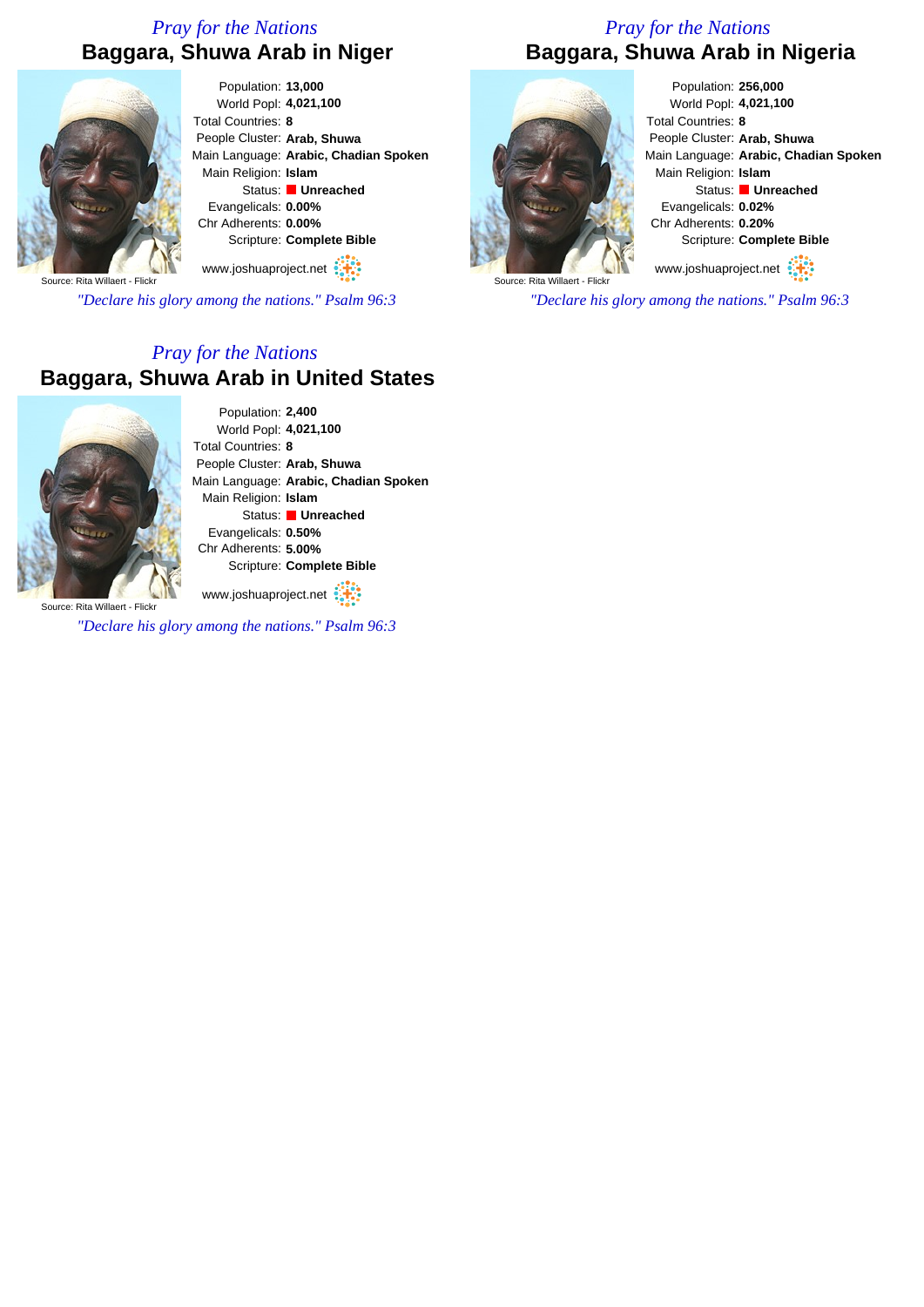*Pray for the Nations*

## Baggara, Shuwa Arab in Niger

Population: **13,000**
World Popl: **4,021,100**
Total Countries: **8**
People Cluster: **Arab, Shuwa**
Main Language: **Arabic, Chadian Spoken**
Main Religion: **Islam**
Status: **Unreached**
Evangelicals: **0.00%**
Chr Adherents: **0.00%**
Scripture: **Complete Bible**

Source: Rita Willaert - Flickr

www.joshuaproject.net

*"Declare his glory among the nations." Psalm 96:3*

*Pray for the Nations*

## Baggara, Shuwa Arab in Nigeria

Population: **256,000**
World Popl: **4,021,100**
Total Countries: **8**
People Cluster: **Arab, Shuwa**
Main Language: **Arabic, Chadian Spoken**
Main Religion: **Islam**
Status: **Unreached**
Evangelicals: **0.02%**
Chr Adherents: **0.20%**
Scripture: **Complete Bible**

Source: Rita Willaert - Flickr

www.joshuaproject.net

*"Declare his glory among the nations." Psalm 96:3*

*Pray for the Nations*

## Baggara, Shuwa Arab in United States

Population: **2,400**
World Popl: **4,021,100**
Total Countries: **8**
People Cluster: **Arab, Shuwa**
Main Language: **Arabic, Chadian Spoken**
Main Religion: **Islam**
Status: **Unreached**
Evangelicals: **0.50%**
Chr Adherents: **5.00%**
Scripture: **Complete Bible**

Source: Rita Willaert - Flickr

www.joshuaproject.net

*"Declare his glory among the nations." Psalm 96:3*